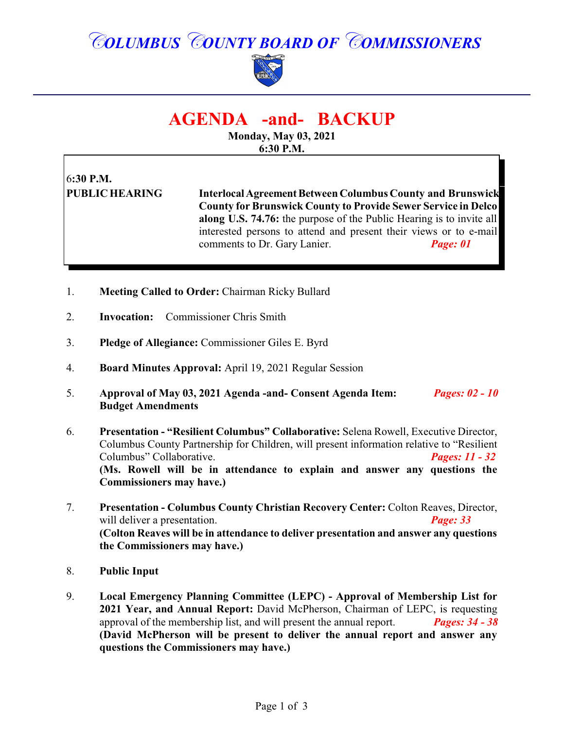# COLUMBUS COUNTY BOARD OF COMMISSIONERS

# AGENDA -and- BACKUP

**Monday, May 03, 2021**
**6:30 P.M.**

**6:30 P.M.**

**PUBLIC HEARING** — **Interlocal Agreement Between Columbus County and Brunswick County for Brunswick County to Provide Sewer Service in Delco along U.S. 74.76:** the purpose of the Public Hearing is to invite all interested persons to attend and present their views or to e-mail comments to Dr. Gary Lanier. ***Page: 01***

1. **Meeting Called to Order:** Chairman Ricky Bullard

2. **Invocation:** Commissioner Chris Smith

3. **Pledge of Allegiance:** Commissioner Giles E. Byrd

4. **Board Minutes Approval:** April 19, 2021 Regular Session

5. **Approval of May 03, 2021 Agenda -and- Consent Agenda Item: Budget Amendments** ***Pages: 02 - 10***

6. **Presentation - "Resilient Columbus" Collaborative:** Selena Rowell, Executive Director, Columbus County Partnership for Children, will present information relative to "Resilient Columbus" Collaborative. ***Pages: 11 - 32***
   **(Ms. Rowell will be in attendance to explain and answer any questions the Commissioners may have.)**

7. **Presentation - Columbus County Christian Recovery Center:** Colton Reaves, Director, will deliver a presentation. ***Page: 33***
   **(Colton Reaves will be in attendance to deliver presentation and answer any questions the Commissioners may have.)**

8. **Public Input**

9. **Local Emergency Planning Committee (LEPC) - Approval of Membership List for 2021 Year, and Annual Report:** David McPherson, Chairman of LEPC, is requesting approval of the membership list, and will present the annual report. ***Pages: 34 - 38***
   **(David McPherson will be present to deliver the annual report and answer any questions the Commissioners may have.)**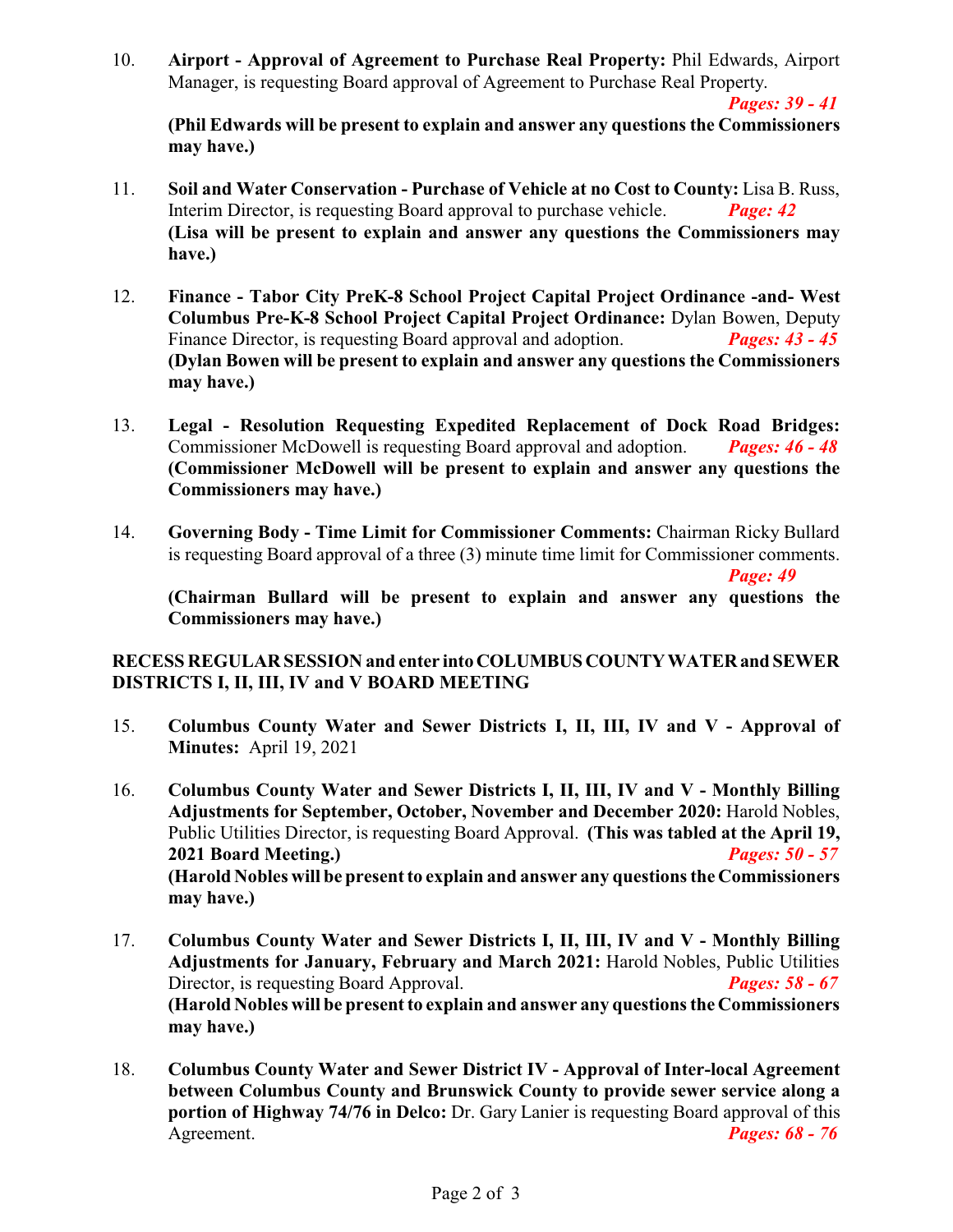10. **Airport - Approval of Agreement to Purchase Real Property:** Phil Edwards, Airport Manager, is requesting Board approval of Agreement to Purchase Real Property. ***Pages: 39 - 41***
**(Phil Edwards will be present to explain and answer any questions the Commissioners may have.)**

11. **Soil and Water Conservation - Purchase of Vehicle at no Cost to County:** Lisa B. Russ, Interim Director, is requesting Board approval to purchase vehicle. ***Page: 42***
**(Lisa will be present to explain and answer any questions the Commissioners may have.)**

12. **Finance - Tabor City PreK-8 School Project Capital Project Ordinance -and- West Columbus Pre-K-8 School Project Capital Project Ordinance:** Dylan Bowen, Deputy Finance Director, is requesting Board approval and adoption. ***Pages: 43 - 45***
**(Dylan Bowen will be present to explain and answer any questions the Commissioners may have.)**

13. **Legal - Resolution Requesting Expedited Replacement of Dock Road Bridges:** Commissioner McDowell is requesting Board approval and adoption. ***Pages: 46 - 48***
**(Commissioner McDowell will be present to explain and answer any questions the Commissioners may have.)**

14. **Governing Body - Time Limit for Commissioner Comments:** Chairman Ricky Bullard is requesting Board approval of a three (3) minute time limit for Commissioner comments. ***Page: 49***
**(Chairman Bullard will be present to explain and answer any questions the Commissioners may have.)**

**RECESS REGULAR SESSION and enter into COLUMBUS COUNTY WATER and SEWER DISTRICTS I, II, III, IV and V BOARD MEETING**

15. **Columbus County Water and Sewer Districts I, II, III, IV and V - Approval of Minutes:** April 19, 2021

16. **Columbus County Water and Sewer Districts I, II, III, IV and V - Monthly Billing Adjustments for September, October, November and December 2020:** Harold Nobles, Public Utilities Director, is requesting Board Approval. **(This was tabled at the April 19, 2021 Board Meeting.)** ***Pages: 50 - 57***
**(Harold Nobles will be present to explain and answer any questions the Commissioners may have.)**

17. **Columbus County Water and Sewer Districts I, II, III, IV and V - Monthly Billing Adjustments for January, February and March 2021:** Harold Nobles, Public Utilities Director, is requesting Board Approval. ***Pages: 58 - 67***
**(Harold Nobles will be present to explain and answer any questions the Commissioners may have.)**

18. **Columbus County Water and Sewer District IV - Approval of Inter-local Agreement between Columbus County and Brunswick County to provide sewer service along a portion of Highway 74/76 in Delco:** Dr. Gary Lanier is requesting Board approval of this Agreement. ***Pages: 68 - 76***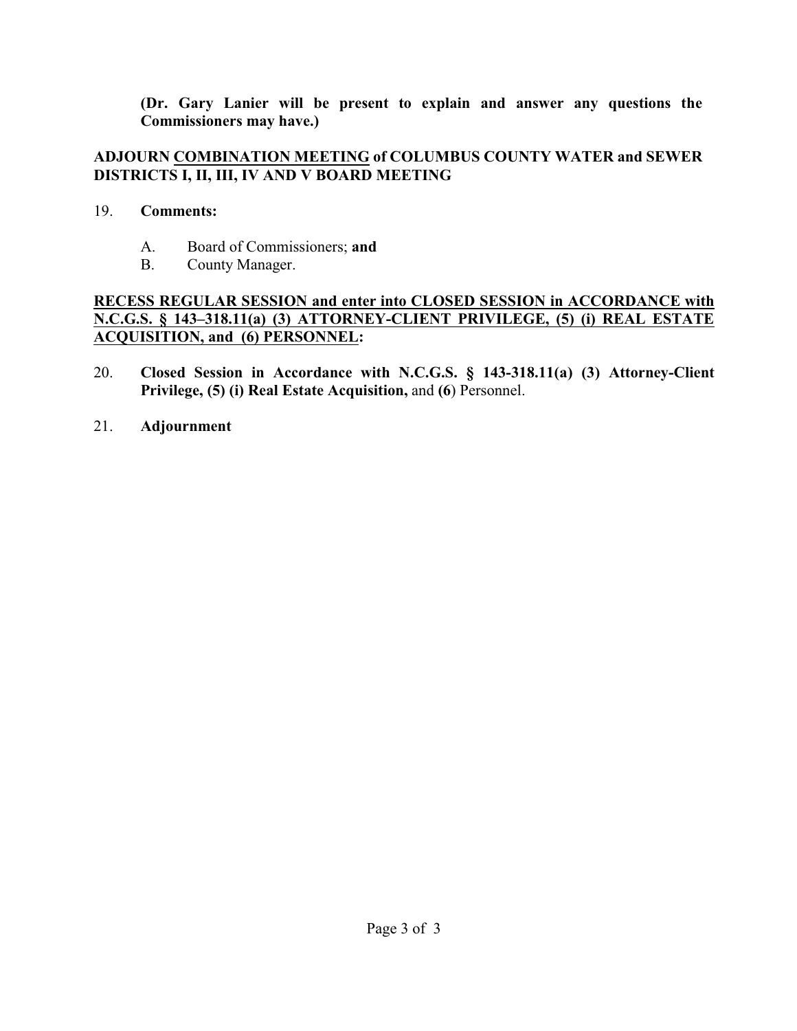**(Dr. Gary Lanier will be present to explain and answer any questions the Commissioners may have.)**

**ADJOURN <u>COMBINATION MEETING</u> of COLUMBUS COUNTY WATER and SEWER DISTRICTS I, II, III, IV AND V BOARD MEETING**

19. **Comments:**

    A. Board of Commissioners; **and**
    B. County Manager.

**<u>RECESS REGULAR SESSION and enter into CLOSED SESSION in ACCORDANCE with N.C.G.S. § 143–318.11(a) (3) ATTORNEY-CLIENT PRIVILEGE, (5) (i) REAL ESTATE ACQUISITION, and (6) PERSONNEL</u>:**

20. **Closed Session in Accordance with N.C.G.S. § 143-318.11(a) (3) Attorney-Client Privilege, (5) (i) Real Estate Acquisition,** and **(6**) Personnel.

21. **Adjournment**